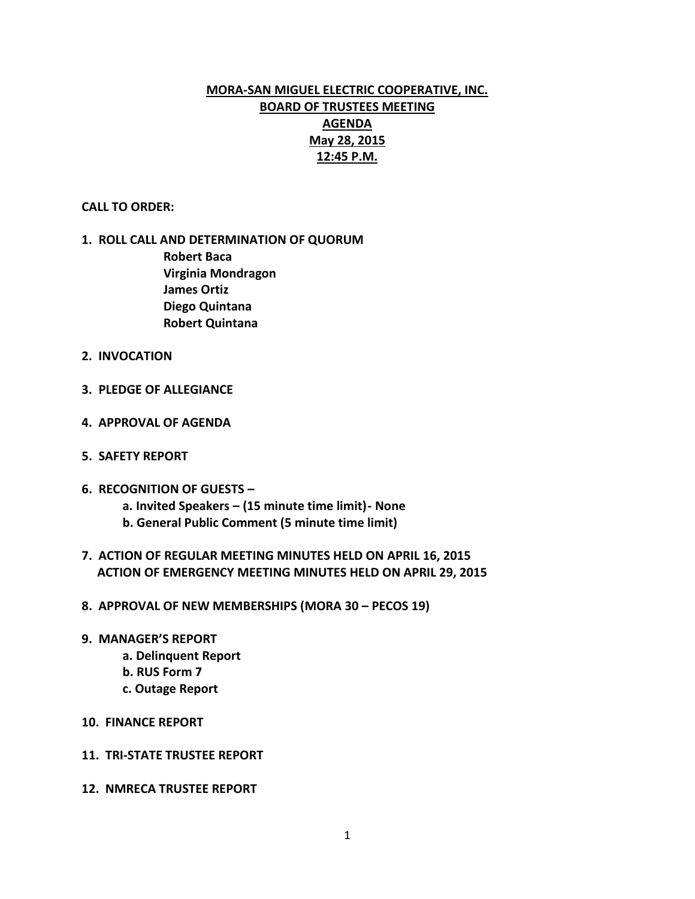# MORA-SAN MIGUEL ELECTRIC COOPERATIVE, INC.
## BOARD OF TRUSTEES MEETING
## AGENDA
## May 28, 2015
## 12:45 P.M.

**CALL TO ORDER:**

**1. ROLL CALL AND DETERMINATION OF QUORUM**
- **Robert Baca**
- **Virginia Mondragon**
- **James Ortiz**
- **Diego Quintana**
- **Robert Quintana**

**2. INVOCATION**

**3. PLEDGE OF ALLEGIANCE**

**4. APPROVAL OF AGENDA**

**5. SAFETY REPORT**

**6. RECOGNITION OF GUESTS –**
- **a. Invited Speakers – (15 minute time limit)- None**
- **b. General Public Comment (5 minute time limit)**

**7. ACTION OF REGULAR MEETING MINUTES HELD ON APRIL 16, 2015**
**ACTION OF EMERGENCY MEETING MINUTES HELD ON APRIL 29, 2015**

**8. APPROVAL OF NEW MEMBERSHIPS (MORA 30 – PECOS 19)**

**9. MANAGER'S REPORT**
- **a. Delinquent Report**
- **b. RUS Form 7**
- **c. Outage Report**

**10. FINANCE REPORT**

**11. TRI-STATE TRUSTEE REPORT**

**12. NMRECA TRUSTEE REPORT**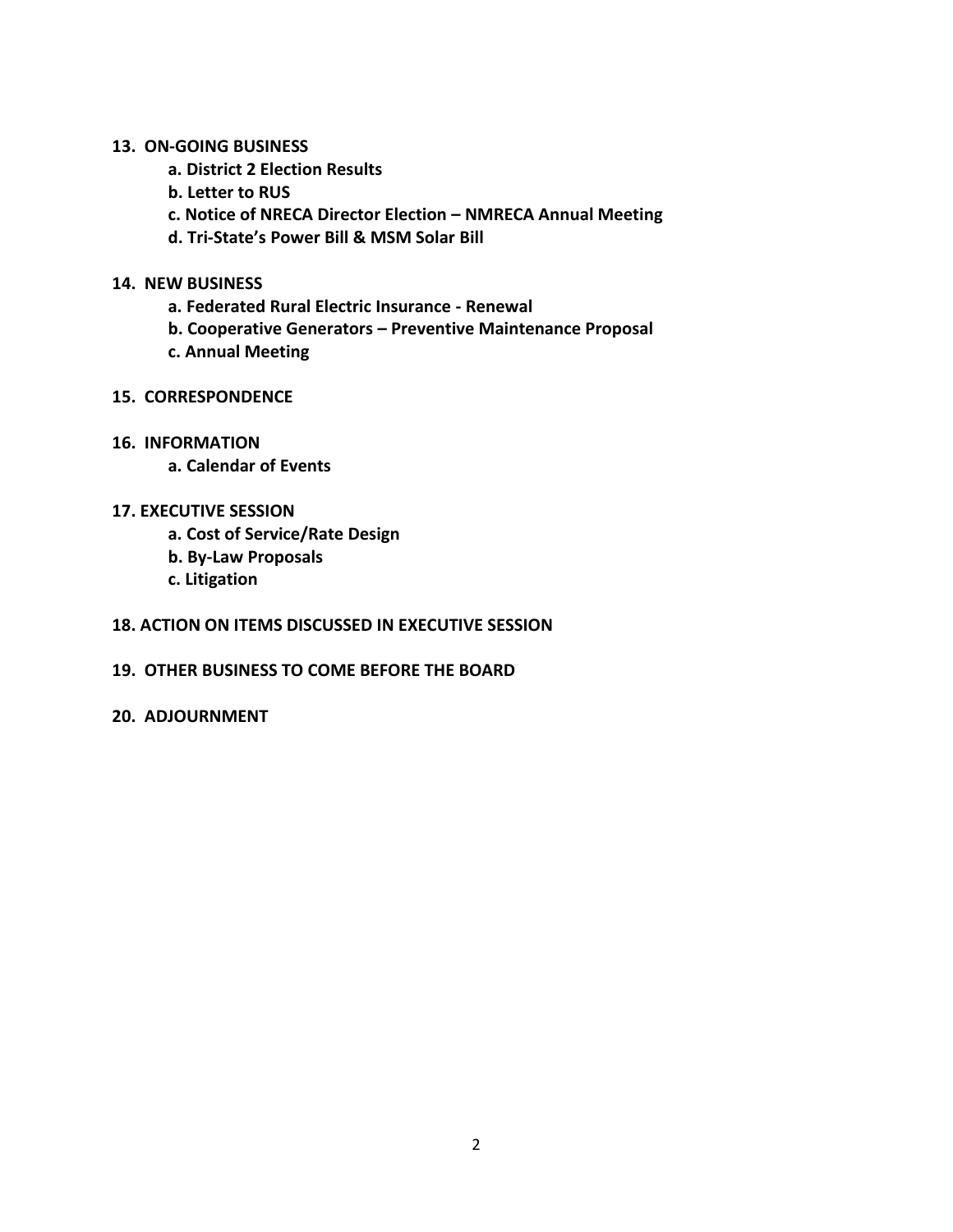**13. ON-GOING BUSINESS**

- **a. District 2 Election Results**
- **b. Letter to RUS**
- **c. Notice of NRECA Director Election – NMRECA Annual Meeting**
- **d. Tri-State's Power Bill & MSM Solar Bill**

**14. NEW BUSINESS**

- **a. Federated Rural Electric Insurance - Renewal**
- **b. Cooperative Generators – Preventive Maintenance Proposal**
- **c. Annual Meeting**

**15. CORRESPONDENCE**

**16. INFORMATION**

- **a. Calendar of Events**

**17. EXECUTIVE SESSION**

- **a. Cost of Service/Rate Design**
- **b. By-Law Proposals**
- **c. Litigation**

**18. ACTION ON ITEMS DISCUSSED IN EXECUTIVE SESSION**

**19. OTHER BUSINESS TO COME BEFORE THE BOARD**

**20. ADJOURNMENT**